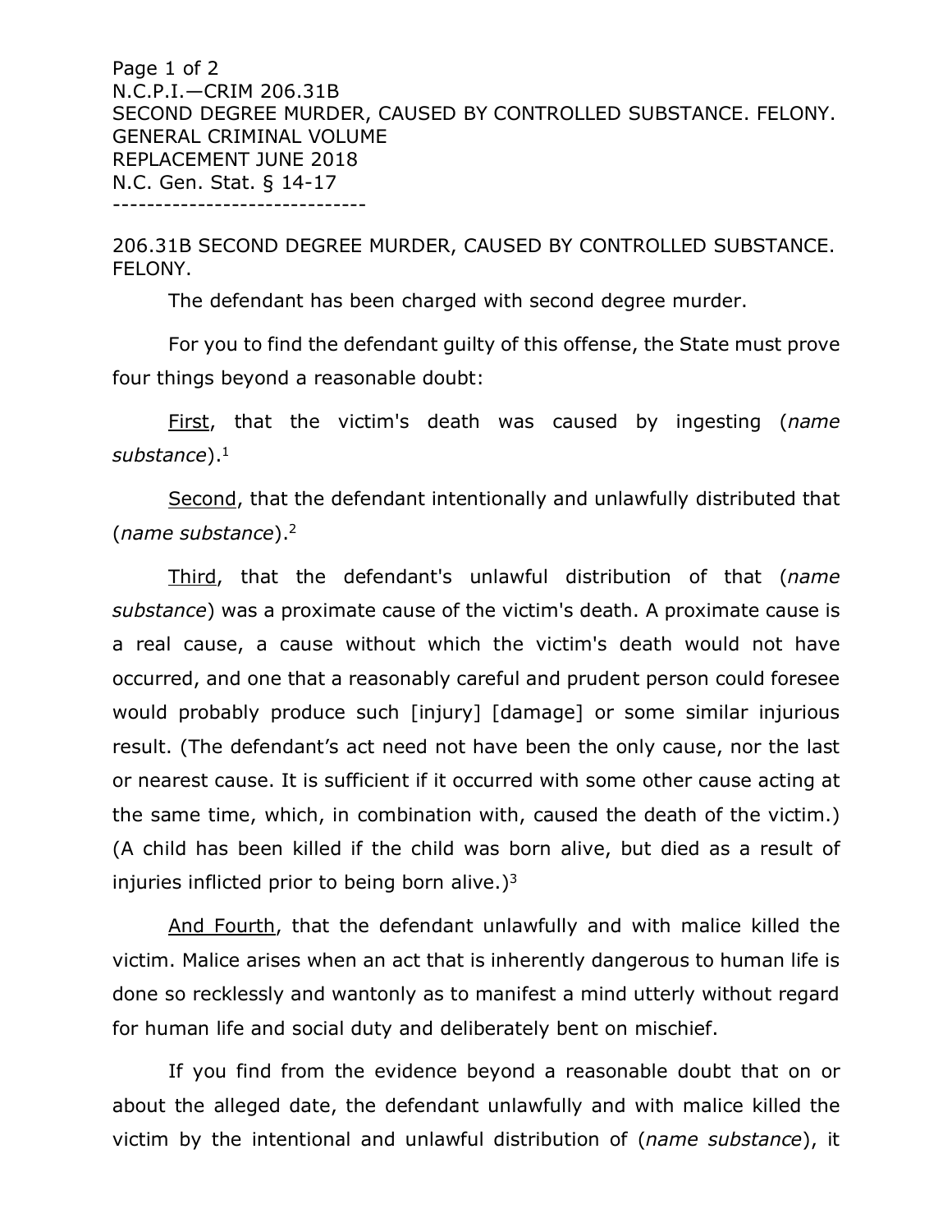N.C.P.I.—CRIM 206.31B
SECOND DEGREE MURDER, CAUSED BY CONTROLLED SUBSTANCE. FELONY.
GENERAL CRIMINAL VOLUME
REPLACEMENT JUNE 2018
N.C. Gen. Stat. § 14-17

------------------------------

## 206.31B SECOND DEGREE MURDER, CAUSED BY CONTROLLED SUBSTANCE. FELONY.

The defendant has been charged with second degree murder.

For you to find the defendant guilty of this offense, the State must prove four things beyond a reasonable doubt:

<u>First</u>, that the victim's death was caused by ingesting (*name substance*).[1]

<u>Second</u>, that the defendant intentionally and unlawfully distributed that (*name substance*).[2]

<u>Third</u>, that the defendant's unlawful distribution of that (*name substance*) was a proximate cause of the victim's death. A proximate cause is a real cause, a cause without which the victim's death would not have occurred, and one that a reasonably careful and prudent person could foresee would probably produce such [injury] [damage] or some similar injurious result. (The defendant's act need not have been the only cause, nor the last or nearest cause. It is sufficient if it occurred with some other cause acting at the same time, which, in combination with, caused the death of the victim.) (A child has been killed if the child was born alive, but died as a result of injuries inflicted prior to being born alive.)[3]

<u>And Fourth</u>, that the defendant unlawfully and with malice killed the victim. Malice arises when an act that is inherently dangerous to human life is done so recklessly and wantonly as to manifest a mind utterly without regard for human life and social duty and deliberately bent on mischief.

If you find from the evidence beyond a reasonable doubt that on or about the alleged date, the defendant unlawfully and with malice killed the victim by the intentional and unlawful distribution of (*name substance*), it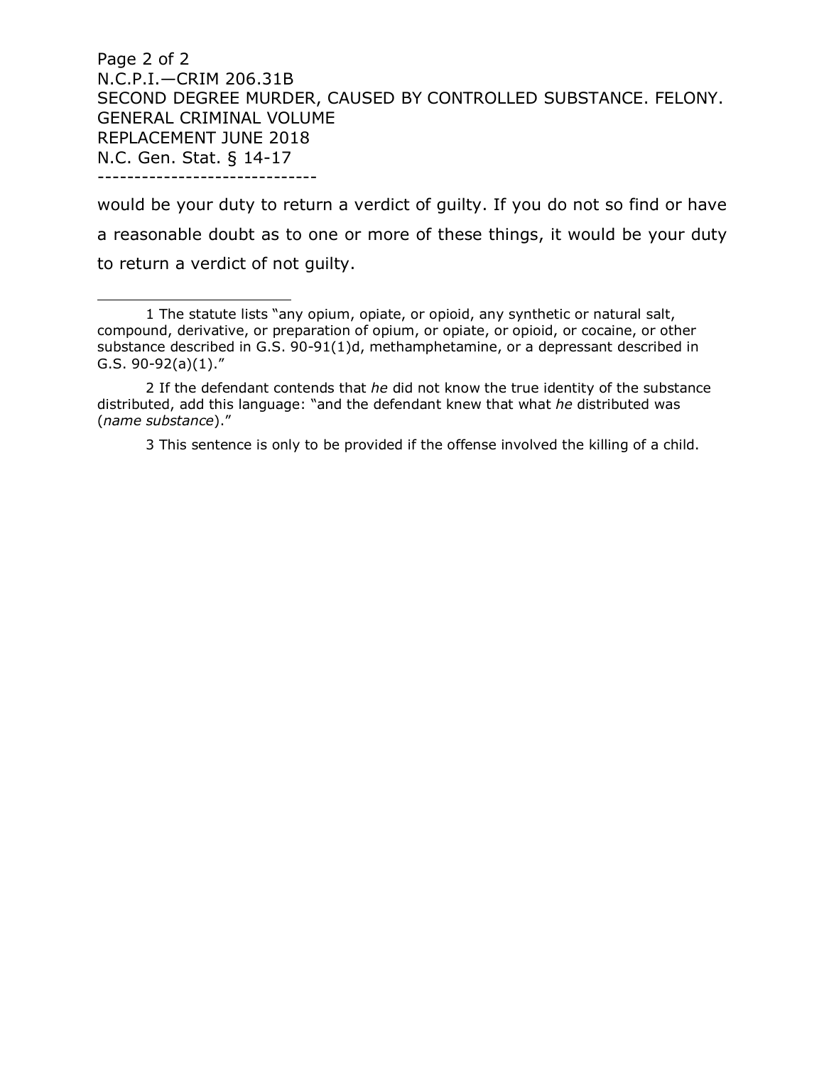would be your duty to return a verdict of guilty. If you do not so find or have a reasonable doubt as to one or more of these things, it would be your duty to return a verdict of not guilty.

---

1 The statute lists "any opium, opiate, or opioid, any synthetic or natural salt, compound, derivative, or preparation of opium, or opiate, or opioid, or cocaine, or other substance described in G.S. 90-91(1)d, methamphetamine, or a depressant described in G.S. 90-92(a)(1)."

2 If the defendant contends that *he* did not know the true identity of the substance distributed, add this language: "and the defendant knew that what *he* distributed was (*name substance*)."

3 This sentence is only to be provided if the offense involved the killing of a child.